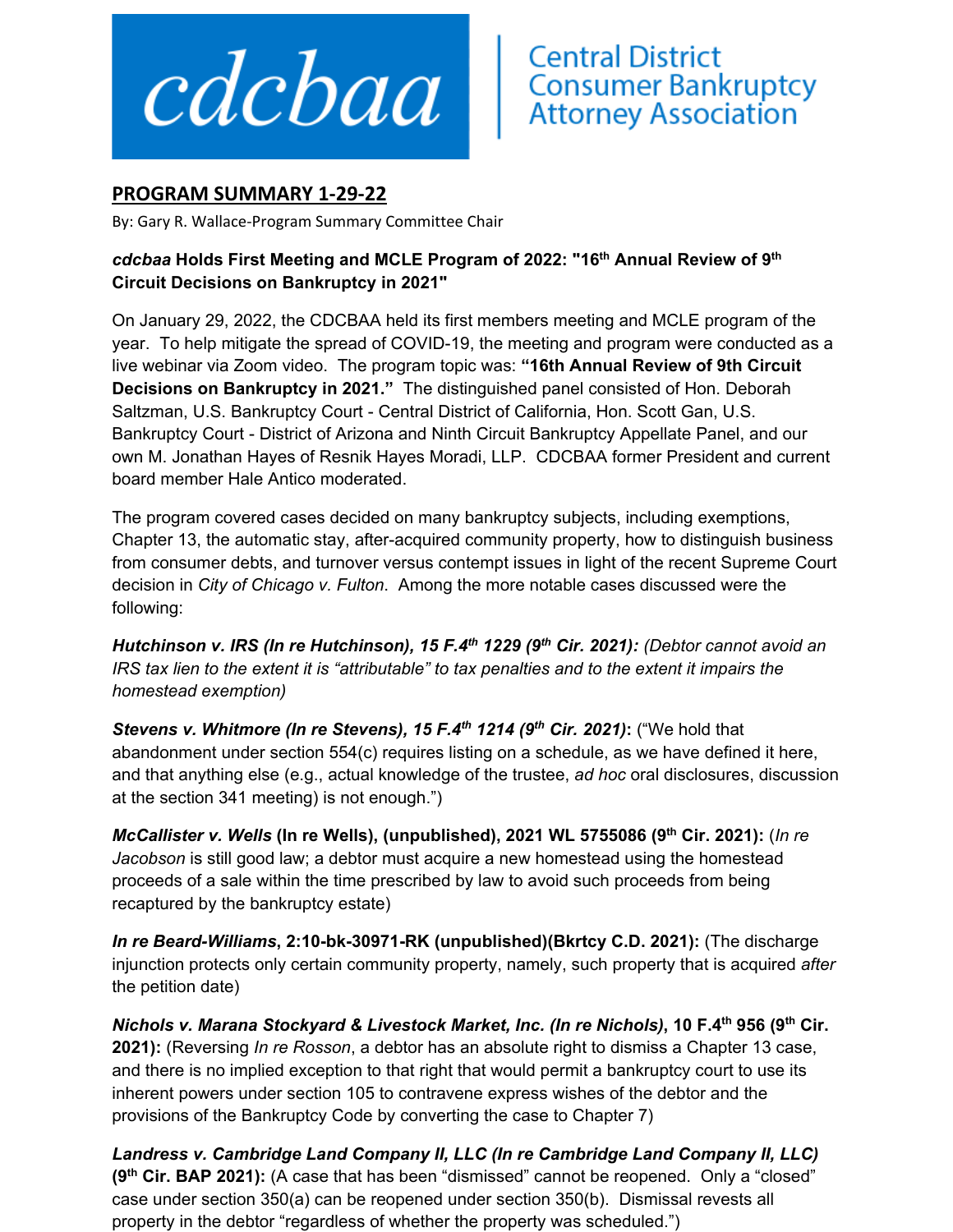cdcbaa | Central District Consumer Bankruptcy Attorney Association

## PROGRAM SUMMARY 1-29-22

By: Gary R. Wallace-Program Summary Committee Chair

### *cdcbaa* Holds First Meeting and MCLE Program of 2022: "16th Annual Review of 9th Circuit Decisions on Bankruptcy in 2021"

On January 29, 2022, the CDCBAA held its first members meeting and MCLE program of the year. To help mitigate the spread of COVID-19, the meeting and program were conducted as a live webinar via Zoom video. The program topic was: **"16th Annual Review of 9th Circuit Decisions on Bankruptcy in 2021."** The distinguished panel consisted of Hon. Deborah Saltzman, U.S. Bankruptcy Court - Central District of California, Hon. Scott Gan, U.S. Bankruptcy Court - District of Arizona and Ninth Circuit Bankruptcy Appellate Panel, and our own M. Jonathan Hayes of Resnik Hayes Moradi, LLP. CDCBAA former President and current board member Hale Antico moderated.

The program covered cases decided on many bankruptcy subjects, including exemptions, Chapter 13, the automatic stay, after-acquired community property, how to distinguish business from consumer debts, and turnover versus contempt issues in light of the recent Supreme Court decision in *City of Chicago v. Fulton*. Among the more notable cases discussed were the following:

***Hutchinson v. IRS (In re Hutchinson), 15 F.4th 1229 (9th Cir. 2021):*** *(Debtor cannot avoid an IRS tax lien to the extent it is "attributable" to tax penalties and to the extent it impairs the homestead exemption)*

***Stevens v. Whitmore (In re Stevens), 15 F.4th 1214 (9th Cir. 2021)*:** ("We hold that abandonment under section 554(c) requires listing on a schedule, as we have defined it here, and that anything else (e.g., actual knowledge of the trustee, *ad hoc* oral disclosures, discussion at the section 341 meeting) is not enough.")

***McCallister v. Wells* (In re Wells), (unpublished), 2021 WL 5755086 (9th Cir. 2021):** (*In re Jacobson* is still good law; a debtor must acquire a new homestead using the homestead proceeds of a sale within the time prescribed by law to avoid such proceeds from being recaptured by the bankruptcy estate)

***In re Beard-Williams*, 2:10-bk-30971-RK (unpublished)(Bkrtcy C.D. 2021):** (The discharge injunction protects only certain community property, namely, such property that is acquired *after* the petition date)

***Nichols v. Marana Stockyard & Livestock Market, Inc. (In re Nichols)*, 10 F.4th 956 (9th Cir. 2021):** (Reversing *In re Rosson*, a debtor has an absolute right to dismiss a Chapter 13 case, and there is no implied exception to that right that would permit a bankruptcy court to use its inherent powers under section 105 to contravene express wishes of the debtor and the provisions of the Bankruptcy Code by converting the case to Chapter 7)

***Landress v. Cambridge Land Company II, LLC (In re Cambridge Land Company II, LLC)* (9th Cir. BAP 2021):** (A case that has been "dismissed" cannot be reopened. Only a "closed" case under section 350(a) can be reopened under section 350(b). Dismissal revests all property in the debtor "regardless of whether the property was scheduled.")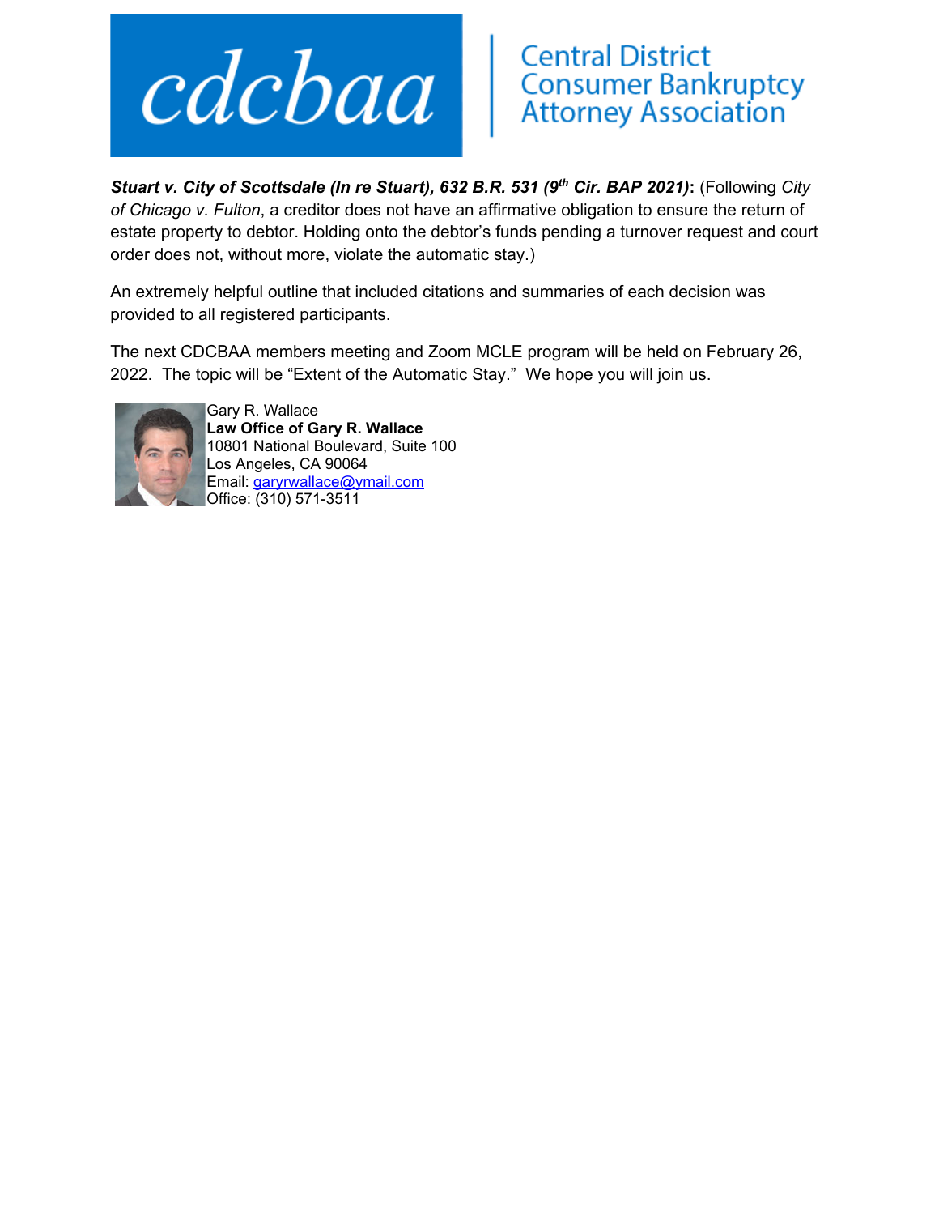**Stuart v. City of Scottsdale (In re Stuart), 632 B.R. 531 (9th Cir. BAP 2021):** (Following *City of Chicago v. Fulton*, a creditor does not have an affirmative obligation to ensure the return of estate property to debtor. Holding onto the debtor's funds pending a turnover request and court order does not, without more, violate the automatic stay.)

An extremely helpful outline that included citations and summaries of each decision was provided to all registered participants.

The next CDCBAA members meeting and Zoom MCLE program will be held on February 26, 2022. The topic will be "Extent of the Automatic Stay." We hope you will join us.

Gary R. Wallace
**Law Office of Gary R. Wallace**
10801 National Boulevard, Suite 100
Los Angeles, CA 90064
Email: garyrwallace@ymail.com
Office: (310) 571-3511